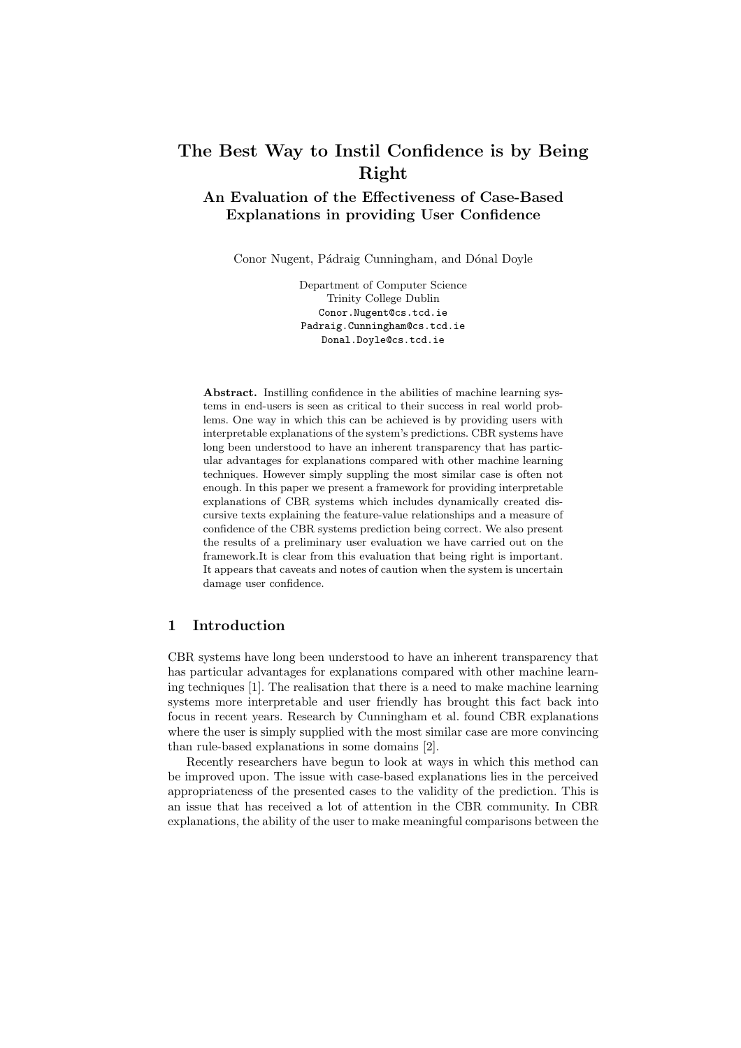# The Best Way to Instil Confidence is by Being Right

## An Evaluation of the Effectiveness of Case-Based Explanations in providing User Confidence

Conor Nugent, Pádraig Cunningham, and Dónal Doyle

Department of Computer Science  
Trinity College Dublin  
Conor.Nugent@cs.tcd.ie  
Padraig.Cunningham@cs.tcd.ie  
Donal.Doyle@cs.tcd.ie

**Abstract.** Instilling confidence in the abilities of machine learning systems in end-users is seen as critical to their success in real world problems. One way in which this can be achieved is by providing users with interpretable explanations of the system's predictions. CBR systems have long been understood to have an inherent transparency that has particular advantages for explanations compared with other machine learning techniques. However simply suppling the most similar case is often not enough. In this paper we present a framework for providing interpretable explanations of CBR systems which includes dynamically created discursive texts explaining the feature-value relationships and a measure of confidence of the CBR systems prediction being correct. We also present the results of a preliminary user evaluation we have carried out on the framework.It is clear from this evaluation that being right is important. It appears that caveats and notes of caution when the system is uncertain damage user confidence.

## 1 Introduction

CBR systems have long been understood to have an inherent transparency that has particular advantages for explanations compared with other machine learning techniques [1]. The realisation that there is a need to make machine learning systems more interpretable and user friendly has brought this fact back into focus in recent years. Research by Cunningham et al. found CBR explanations where the user is simply supplied with the most similar case are more convincing than rule-based explanations in some domains [2].

Recently researchers have begun to look at ways in which this method can be improved upon. The issue with case-based explanations lies in the perceived appropriateness of the presented cases to the validity of the prediction. This is an issue that has received a lot of attention in the CBR community. In CBR explanations, the ability of the user to make meaningful comparisons between the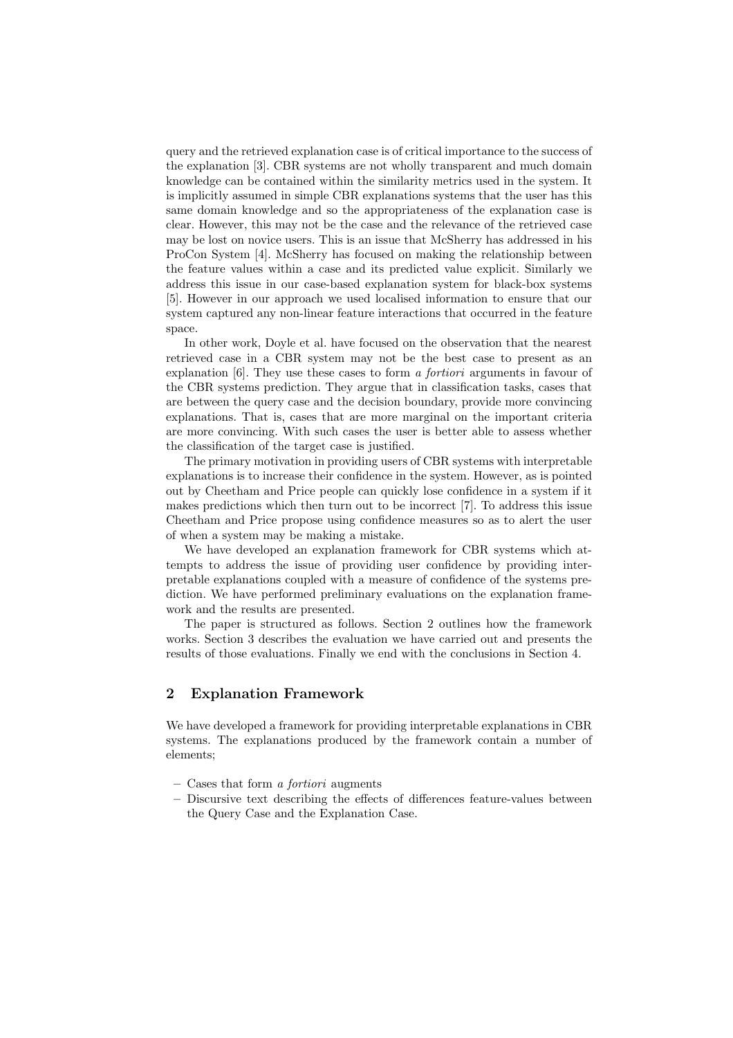query and the retrieved explanation case is of critical importance to the success of the explanation [3]. CBR systems are not wholly transparent and much domain knowledge can be contained within the similarity metrics used in the system. It is implicitly assumed in simple CBR explanations systems that the user has this same domain knowledge and so the appropriateness of the explanation case is clear. However, this may not be the case and the relevance of the retrieved case may be lost on novice users. This is an issue that McSherry has addressed in his ProCon System [4]. McSherry has focused on making the relationship between the feature values within a case and its predicted value explicit. Similarly we address this issue in our case-based explanation system for black-box systems [5]. However in our approach we used localised information to ensure that our system captured any non-linear feature interactions that occurred in the feature space.

In other work, Doyle et al. have focused on the observation that the nearest retrieved case in a CBR system may not be the best case to present as an explanation [6]. They use these cases to form *a fortiori* arguments in favour of the CBR systems prediction. They argue that in classification tasks, cases that are between the query case and the decision boundary, provide more convincing explanations. That is, cases that are more marginal on the important criteria are more convincing. With such cases the user is better able to assess whether the classification of the target case is justified.

The primary motivation in providing users of CBR systems with interpretable explanations is to increase their confidence in the system. However, as is pointed out by Cheetham and Price people can quickly lose confidence in a system if it makes predictions which then turn out to be incorrect [7]. To address this issue Cheetham and Price propose using confidence measures so as to alert the user of when a system may be making a mistake.

We have developed an explanation framework for CBR systems which attempts to address the issue of providing user confidence by providing interpretable explanations coupled with a measure of confidence of the systems prediction. We have performed preliminary evaluations on the explanation framework and the results are presented.

The paper is structured as follows. Section 2 outlines how the framework works. Section 3 describes the evaluation we have carried out and presents the results of those evaluations. Finally we end with the conclusions in Section 4.

## 2 Explanation Framework

We have developed a framework for providing interpretable explanations in CBR systems. The explanations produced by the framework contain a number of elements;

- Cases that form *a fortiori* augments
- Discursive text describing the effects of differences feature-values between the Query Case and the Explanation Case.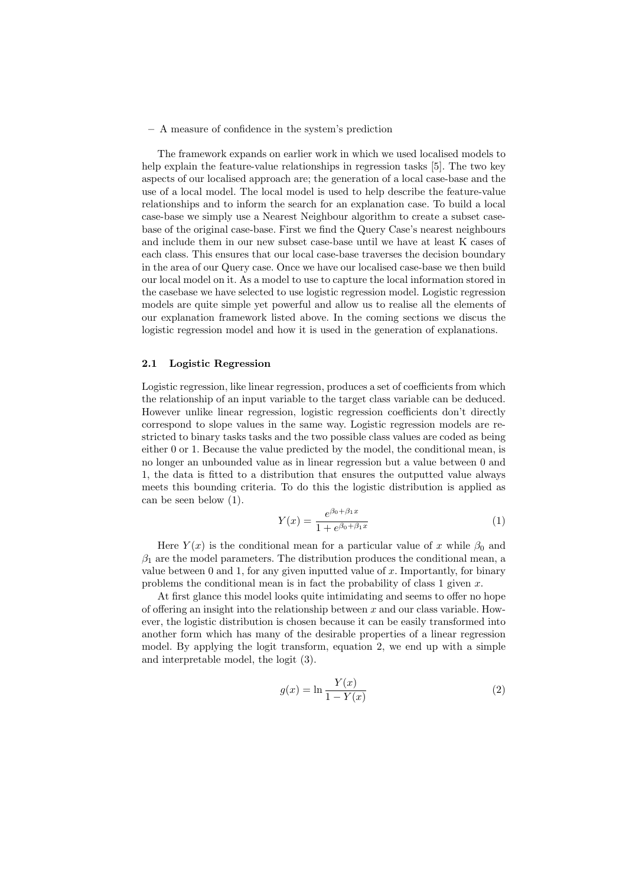– A measure of confidence in the system's prediction

The framework expands on earlier work in which we used localised models to help explain the feature-value relationships in regression tasks [5]. The two key aspects of our localised approach are; the generation of a local case-base and the use of a local model. The local model is used to help describe the feature-value relationships and to inform the search for an explanation case. To build a local case-base we simply use a Nearest Neighbour algorithm to create a subset case-base of the original case-base. First we find the Query Case's nearest neighbours and include them in our new subset case-base until we have at least K cases of each class. This ensures that our local case-base traverses the decision boundary in the area of our Query case. Once we have our localised case-base we then build our local model on it. As a model to use to capture the local information stored in the casebase we have selected to use logistic regression model. Logistic regression models are quite simple yet powerful and allow us to realise all the elements of our explanation framework listed above. In the coming sections we discus the logistic regression model and how it is used in the generation of explanations.

### 2.1 Logistic Regression

Logistic regression, like linear regression, produces a set of coefficients from which the relationship of an input variable to the target class variable can be deduced. However unlike linear regression, logistic regression coefficients don't directly correspond to slope values in the same way. Logistic regression models are restricted to binary tasks tasks and the two possible class values are coded as being either 0 or 1. Because the value predicted by the model, the conditional mean, is no longer an unbounded value as in linear regression but a value between 0 and 1, the data is fitted to a distribution that ensures the outputted value always meets this bounding criteria. To do this the logistic distribution is applied as can be seen below (1).

$$Y(x) = \frac{e^{\beta_0 + \beta_1 x}}{1 + e^{\beta_0 + \beta_1 x}} \tag{1}$$

Here $Y(x)$ is the conditional mean for a particular value of $x$ while $\beta_0$ and $\beta_1$ are the model parameters. The distribution produces the conditional mean, a value between 0 and 1, for any given inputted value of $x$. Importantly, for binary problems the conditional mean is in fact the probability of class 1 given $x$.

At first glance this model looks quite intimidating and seems to offer no hope of offering an insight into the relationship between $x$ and our class variable. However, the logistic distribution is chosen because it can be easily transformed into another form which has many of the desirable properties of a linear regression model. By applying the logit transform, equation 2, we end up with a simple and interpretable model, the logit (3).

$$g(x) = \ln \frac{Y(x)}{1 - Y(x)} \tag{2}$$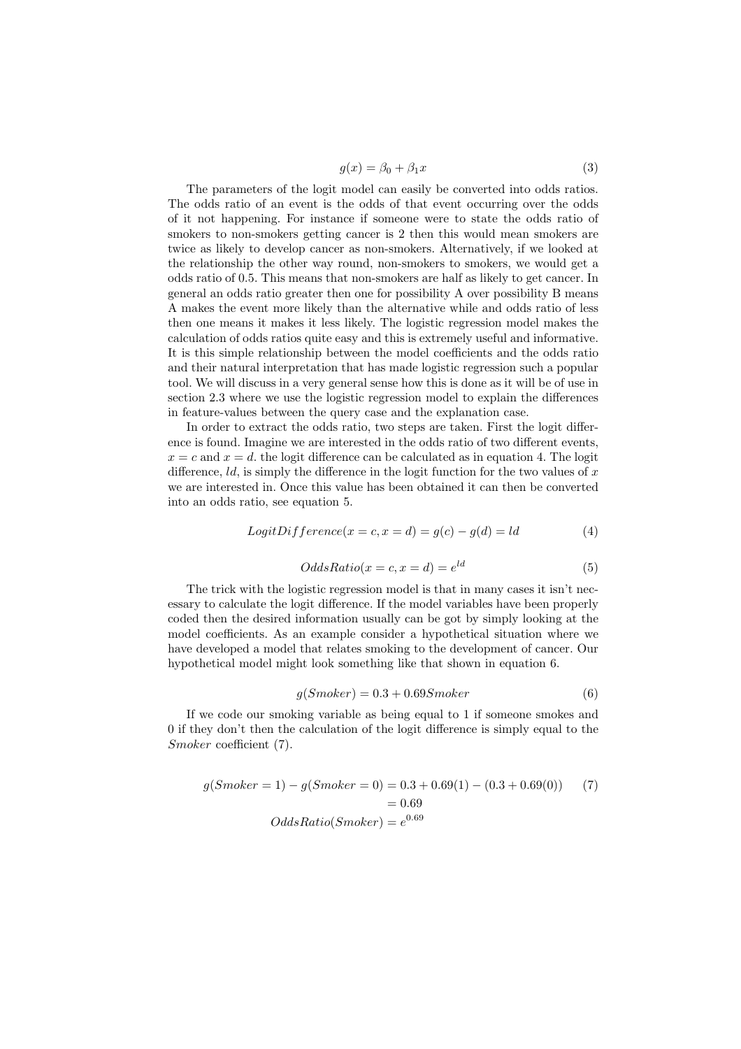$$g(x) = \beta_0 + \beta_1 x \tag{3}$$

The parameters of the logit model can easily be converted into odds ratios. The odds ratio of an event is the odds of that event occurring over the odds of it not happening. For instance if someone were to state the odds ratio of smokers to non-smokers getting cancer is 2 then this would mean smokers are twice as likely to develop cancer as non-smokers. Alternatively, if we looked at the relationship the other way round, non-smokers to smokers, we would get a odds ratio of 0.5. This means that non-smokers are half as likely to get cancer. In general an odds ratio greater then one for possibility A over possibility B means A makes the event more likely than the alternative while and odds ratio of less then one means it makes it less likely. The logistic regression model makes the calculation of odds ratios quite easy and this is extremely useful and informative. It is this simple relationship between the model coefficients and the odds ratio and their natural interpretation that has made logistic regression such a popular tool. We will discuss in a very general sense how this is done as it will be of use in section 2.3 where we use the logistic regression model to explain the differences in feature-values between the query case and the explanation case.

In order to extract the odds ratio, two steps are taken. First the logit difference is found. Imagine we are interested in the odds ratio of two different events, $x = c$ and $x = d$. the logit difference can be calculated as in equation 4. The logit difference, $ld$, is simply the difference in the logit function for the two values of $x$ we are interested in. Once this value has been obtained it can then be converted into an odds ratio, see equation 5.

$$LogitDifference(x = c, x = d) = g(c) - g(d) = ld \tag{4}$$

$$OddsRatio(x = c, x = d) = e^{ld} \tag{5}$$

The trick with the logistic regression model is that in many cases it isn't necessary to calculate the logit difference. If the model variables have been properly coded then the desired information usually can be got by simply looking at the model coefficients. As an example consider a hypothetical situation where we have developed a model that relates smoking to the development of cancer. Our hypothetical model might look something like that shown in equation 6.

$$g(Smoker) = 0.3 + 0.69Smoker \tag{6}$$

If we code our smoking variable as being equal to 1 if someone smokes and 0 if they don't then the calculation of the logit difference is simply equal to the $Smoker$ coefficient (7).

$$\begin{aligned} g(Smoker = 1) - g(Smoker = 0) &= 0.3 + 0.69(1) - (0.3 + 0.69(0)) \\ &= 0.69 \\ OddsRatio(Smoker) &= e^{0.69} \end{aligned} \tag{7}$$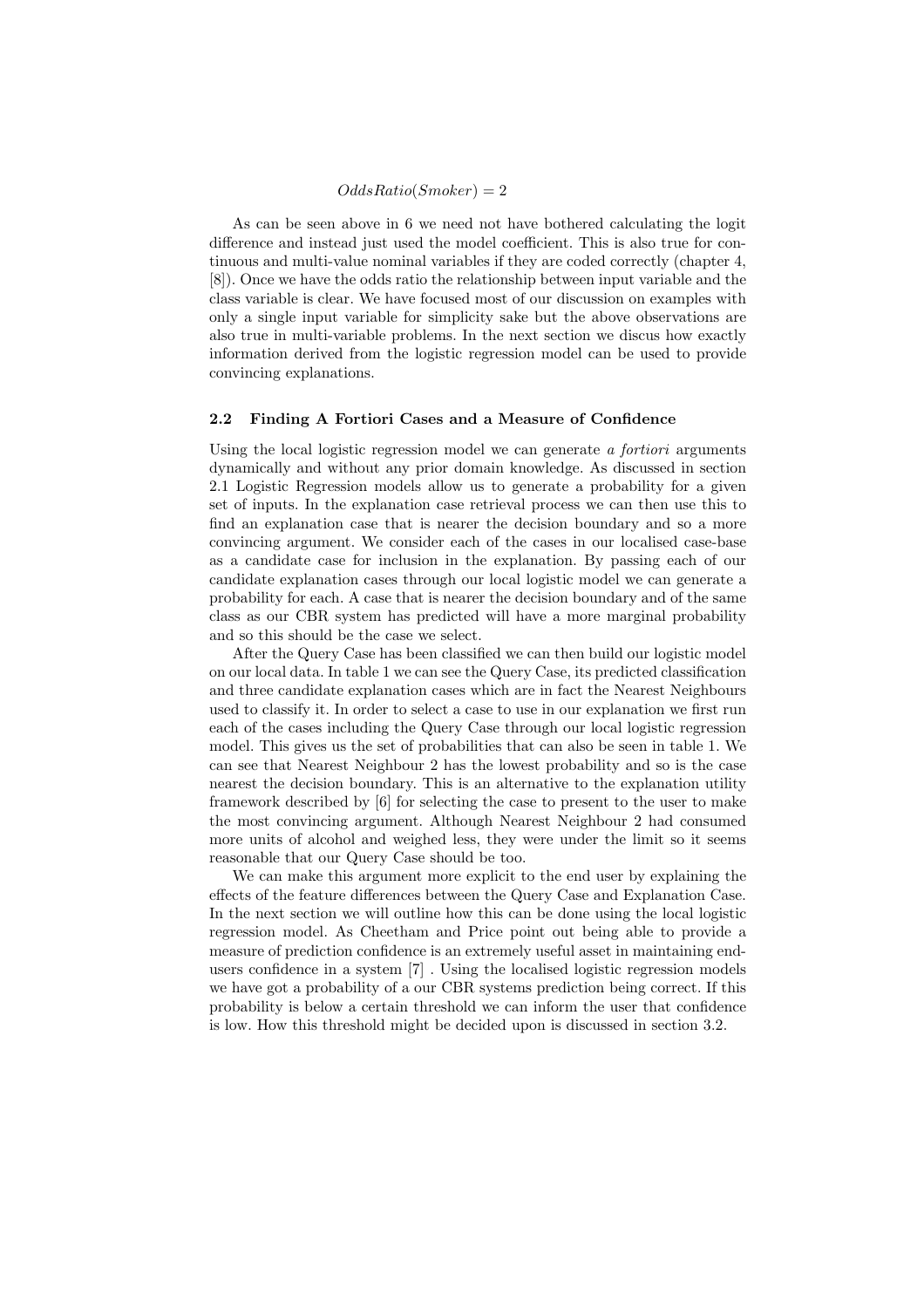$$OddsRatio(Smoker) = 2$$

As can be seen above in 6 we need not have bothered calculating the logit difference and instead just used the model coefficient. This is also true for continuous and multi-value nominal variables if they are coded correctly (chapter 4, [8]). Once we have the odds ratio the relationship between input variable and the class variable is clear. We have focused most of our discussion on examples with only a single input variable for simplicity sake but the above observations are also true in multi-variable problems. In the next section we discus how exactly information derived from the logistic regression model can be used to provide convincing explanations.

### 2.2 Finding A Fortiori Cases and a Measure of Confidence

Using the local logistic regression model we can generate *a fortiori* arguments dynamically and without any prior domain knowledge. As discussed in section 2.1 Logistic Regression models allow us to generate a probability for a given set of inputs. In the explanation case retrieval process we can then use this to find an explanation case that is nearer the decision boundary and so a more convincing argument. We consider each of the cases in our localised case-base as a candidate case for inclusion in the explanation. By passing each of our candidate explanation cases through our local logistic model we can generate a probability for each. A case that is nearer the decision boundary and of the same class as our CBR system has predicted will have a more marginal probability and so this should be the case we select.

After the Query Case has been classified we can then build our logistic model on our local data. In table 1 we can see the Query Case, its predicted classification and three candidate explanation cases which are in fact the Nearest Neighbours used to classify it. In order to select a case to use in our explanation we first run each of the cases including the Query Case through our local logistic regression model. This gives us the set of probabilities that can also be seen in table 1. We can see that Nearest Neighbour 2 has the lowest probability and so is the case nearest the decision boundary. This is an alternative to the explanation utility framework described by [6] for selecting the case to present to the user to make the most convincing argument. Although Nearest Neighbour 2 had consumed more units of alcohol and weighed less, they were under the limit so it seems reasonable that our Query Case should be too.

We can make this argument more explicit to the end user by explaining the effects of the feature differences between the Query Case and Explanation Case. In the next section we will outline how this can be done using the local logistic regression model. As Cheetham and Price point out being able to provide a measure of prediction confidence is an extremely useful asset in maintaining end-users confidence in a system [7] . Using the localised logistic regression models we have got a probability of a our CBR systems prediction being correct. If this probability is below a certain threshold we can inform the user that confidence is low. How this threshold might be decided upon is discussed in section 3.2.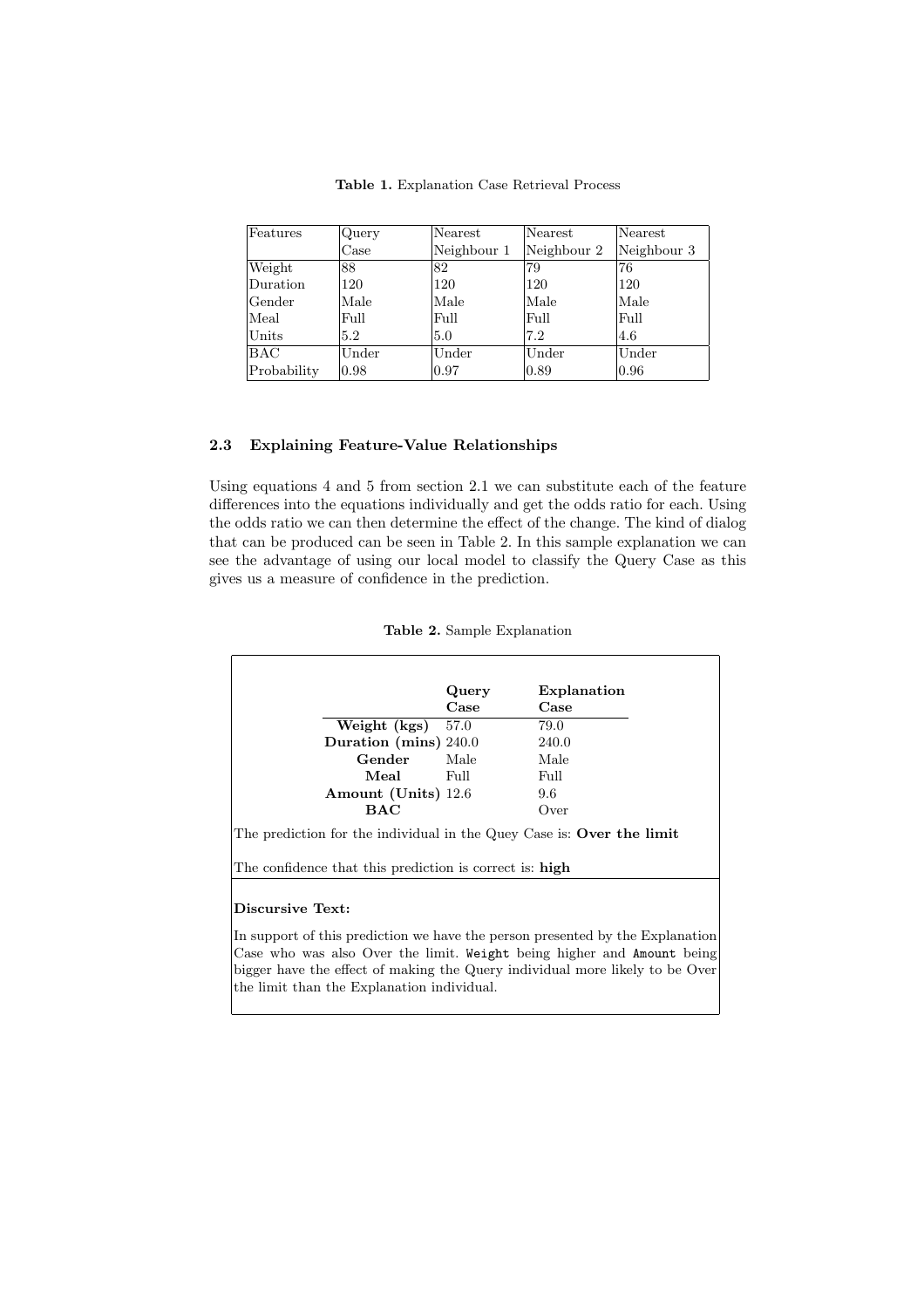**Table 1.** Explanation Case Retrieval Process

| Features | Query Case | Nearest Neighbour 1 | Nearest Neighbour 2 | Nearest Neighbour 3 |
|---|---|---|---|---|
| Weight | 88 | 82 | 79 | 76 |
| Duration | 120 | 120 | 120 | 120 |
| Gender | Male | Male | Male | Male |
| Meal | Full | Full | Full | Full |
| Units | 5.2 | 5.0 | 7.2 | 4.6 |
| BAC | Under | Under | Under | Under |
| Probability | 0.98 | 0.97 | 0.89 | 0.96 |

### 2.3 Explaining Feature-Value Relationships

Using equations 4 and 5 from section 2.1 we can substitute each of the feature differences into the equations individually and get the odds ratio for each. Using the odds ratio we can then determine the effect of the change. The kind of dialog that can be produced can be seen in Table 2. In this sample explanation we can see the advantage of using our local model to classify the Query Case as this gives us a measure of confidence in the prediction.

**Table 2.** Sample Explanation

| | **Query Case** | **Explanation Case** |
|---|---|---|
| **Weight (kgs)** | 57.0 | 79.0 |
| **Duration (mins)** | 240.0 | 240.0 |
| **Gender** | Male | Male |
| **Meal** | Full | Full |
| **Amount (Units)** | 12.6 | 9.6 |
| **BAC** | | Over |

The prediction for the individual in the Quey Case is: **Over the limit**

The confidence that this prediction is correct is: **high**

**Discursive Text:**

In support of this prediction we have the person presented by the Explanation Case who was also Over the limit. `Weight` being higher and `Amount` being bigger have the effect of making the Query individual more likely to be Over the limit than the Explanation individual.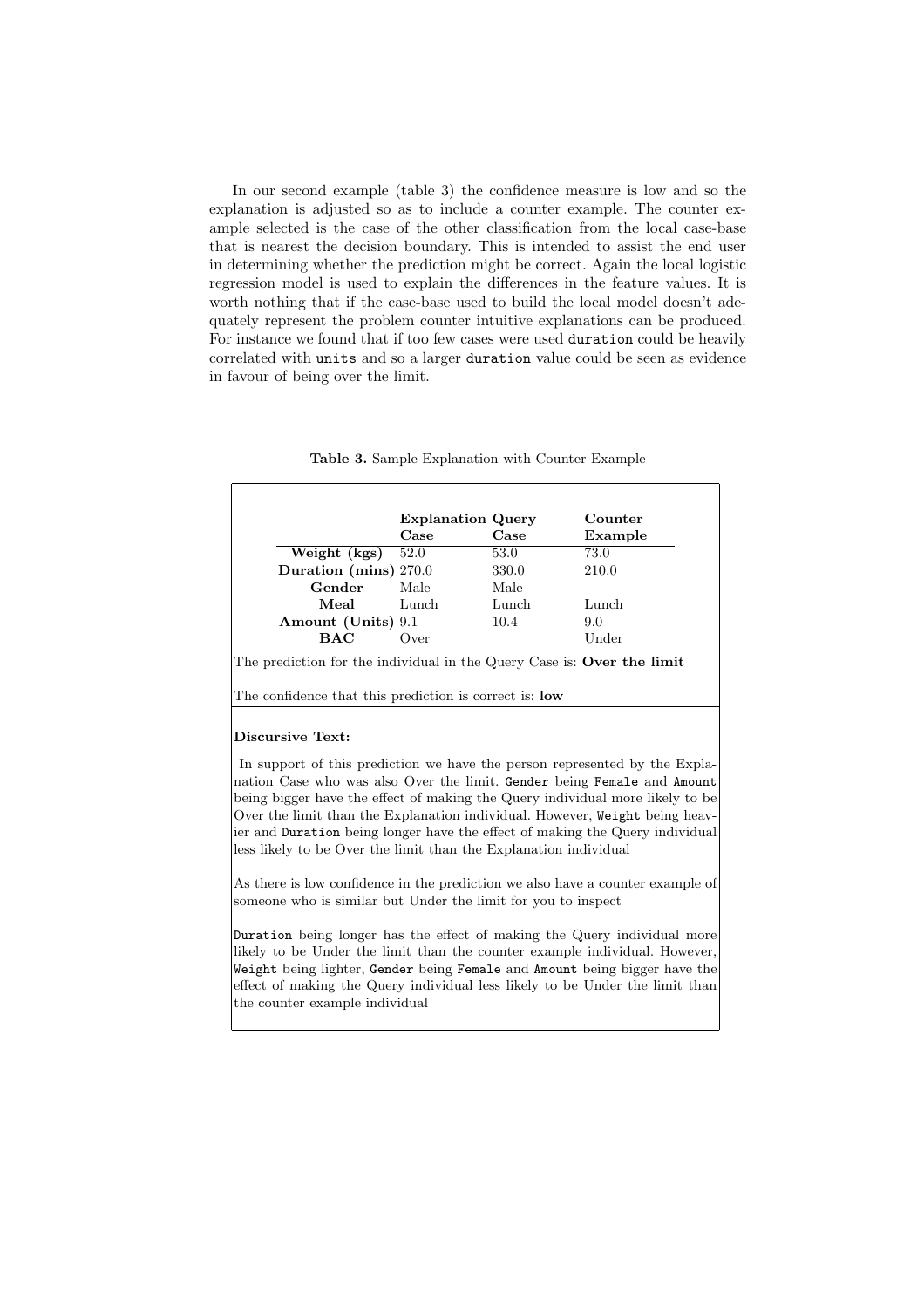In our second example (table 3) the confidence measure is low and so the explanation is adjusted so as to include a counter example. The counter example selected is the case of the other classification from the local case-base that is nearest the decision boundary. This is intended to assist the end user in determining whether the prediction might be correct. Again the local logistic regression model is used to explain the differences in the feature values. It is worth nothing that if the case-base used to build the local model doesn't adequately represent the problem counter intuitive explanations can be produced. For instance we found that if too few cases were used `duration` could be heavily correlated with `units` and so a larger `duration` value could be seen as evidence in favour of being over the limit.

**Table 3.** Sample Explanation with Counter Example

| | **Explanation Case** | **Query Case** | **Counter Example** |
|---|---|---|---|
| **Weight (kgs)** | 52.0 | 53.0 | 73.0 |
| **Duration (mins)** | 270.0 | 330.0 | 210.0 |
| **Gender** | Male | Male | |
| **Meal** | Lunch | Lunch | Lunch |
| **Amount (Units)** | 9.1 | 10.4 | 9.0 |
| **BAC** | Over | | Under |

The prediction for the individual in the Query Case is: **Over the limit**

The confidence that this prediction is correct is: **low**

**Discursive Text:**

In support of this prediction we have the person represented by the Explanation Case who was also Over the limit. `Gender` being `Female` and `Amount` being bigger have the effect of making the Query individual more likely to be Over the limit than the Explanation individual. However, `Weight` being heavier and `Duration` being longer have the effect of making the Query individual less likely to be Over the limit than the Explanation individual

As there is low confidence in the prediction we also have a counter example of someone who is similar but Under the limit for you to inspect

`Duration` being longer has the effect of making the Query individual more likely to be Under the limit than the counter example individual. However, `Weight` being lighter, `Gender` being `Female` and `Amount` being bigger have the effect of making the Query individual less likely to be Under the limit than the counter example individual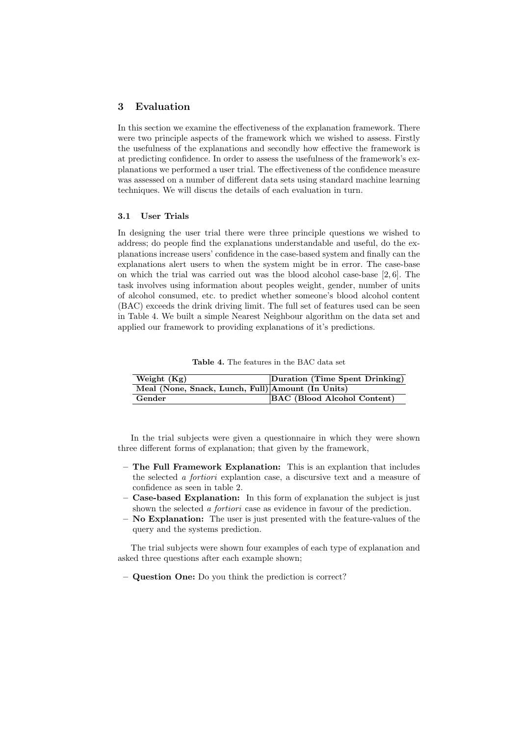## 3 Evaluation

In this section we examine the effectiveness of the explanation framework. There were two principle aspects of the framework which we wished to assess. Firstly the usefulness of the explanations and secondly how effective the framework is at predicting confidence. In order to assess the usefulness of the framework's explanations we performed a user trial. The effectiveness of the confidence measure was assessed on a number of different data sets using standard machine learning techniques. We will discus the details of each evaluation in turn.

### 3.1 User Trials

In designing the user trial there were three principle questions we wished to address; do people find the explanations understandable and useful, do the explanations increase users' confidence in the case-based system and finally can the explanations alert users to when the system might be in error. The case-base on which the trial was carried out was the blood alcohol case-base [2, 6]. The task involves using information about peoples weight, gender, number of units of alcohol consumed, etc. to predict whether someone's blood alcohol content (BAC) exceeds the drink driving limit. The full set of features used can be seen in Table 4. We built a simple Nearest Neighbour algorithm on the data set and applied our framework to providing explanations of it's predictions.

**Table 4.** The features in the BAC data set

| | |
|---|---|
| **Weight (Kg)** | **Duration (Time Spent Drinking)** |
| **Meal (None, Snack, Lunch, Full)** | **Amount (In Units)** |
| **Gender** | **BAC (Blood Alcohol Content)** |

In the trial subjects were given a questionnaire in which they were shown three different forms of explanation; that given by the framework,

- **The Full Framework Explanation:** This is an explantion that includes the selected *a fortiori* explantion case, a discursive text and a measure of confidence as seen in table 2.
- **Case-based Explanation:** In this form of explanation the subject is just shown the selected *a fortiori* case as evidence in favour of the prediction.
- **No Explanation:** The user is just presented with the feature-values of the query and the systems prediction.

The trial subjects were shown four examples of each type of explanation and asked three questions after each example shown;

- **Question One:** Do you think the prediction is correct?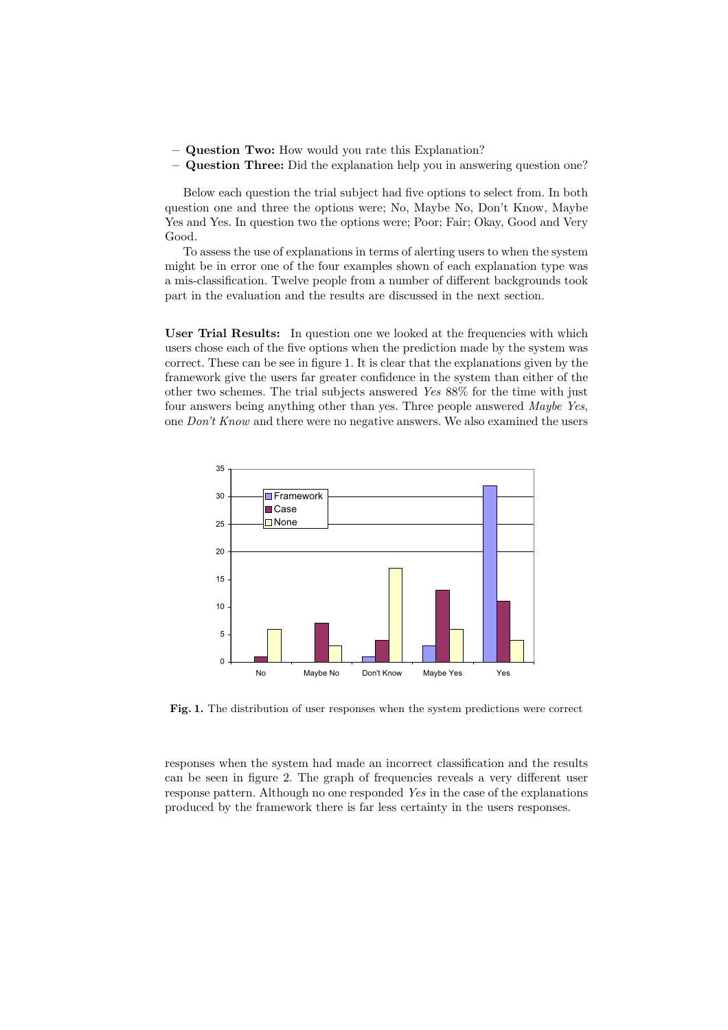- **Question Two:** How would you rate this Explanation?
- **Question Three:** Did the explanation help you in answering question one?

Below each question the trial subject had five options to select from. In both question one and three the options were; No, Maybe No, Don't Know, Maybe Yes and Yes. In question two the options were; Poor; Fair; Okay, Good and Very Good.

To assess the use of explanations in terms of alerting users to when the system might be in error one of the four examples shown of each explanation type was a mis-classification. Twelve people from a number of different backgrounds took part in the evaluation and the results are discussed in the next section.

**User Trial Results:** In question one we looked at the frequencies with which users chose each of the five options when the prediction made by the system was correct. These can be see in figure 1. It is clear that the explanations given by the framework give the users far greater confidence in the system than either of the other two schemes. The trial subjects answered *Yes* 88% for the time with just four answers being anything other than yes. Three people answered *Maybe Yes*, one *Don't Know* and there were no negative answers. We also examined the users responses when the system had made an incorrect classification and the results can be seen in figure 2. The graph of frequencies reveals a very different user response pattern. Although no one responded *Yes* in the case of the explanations produced by the framework there is far less certainty in the users responses.

**Fig. 1.** The distribution of user responses when the system predictions were correct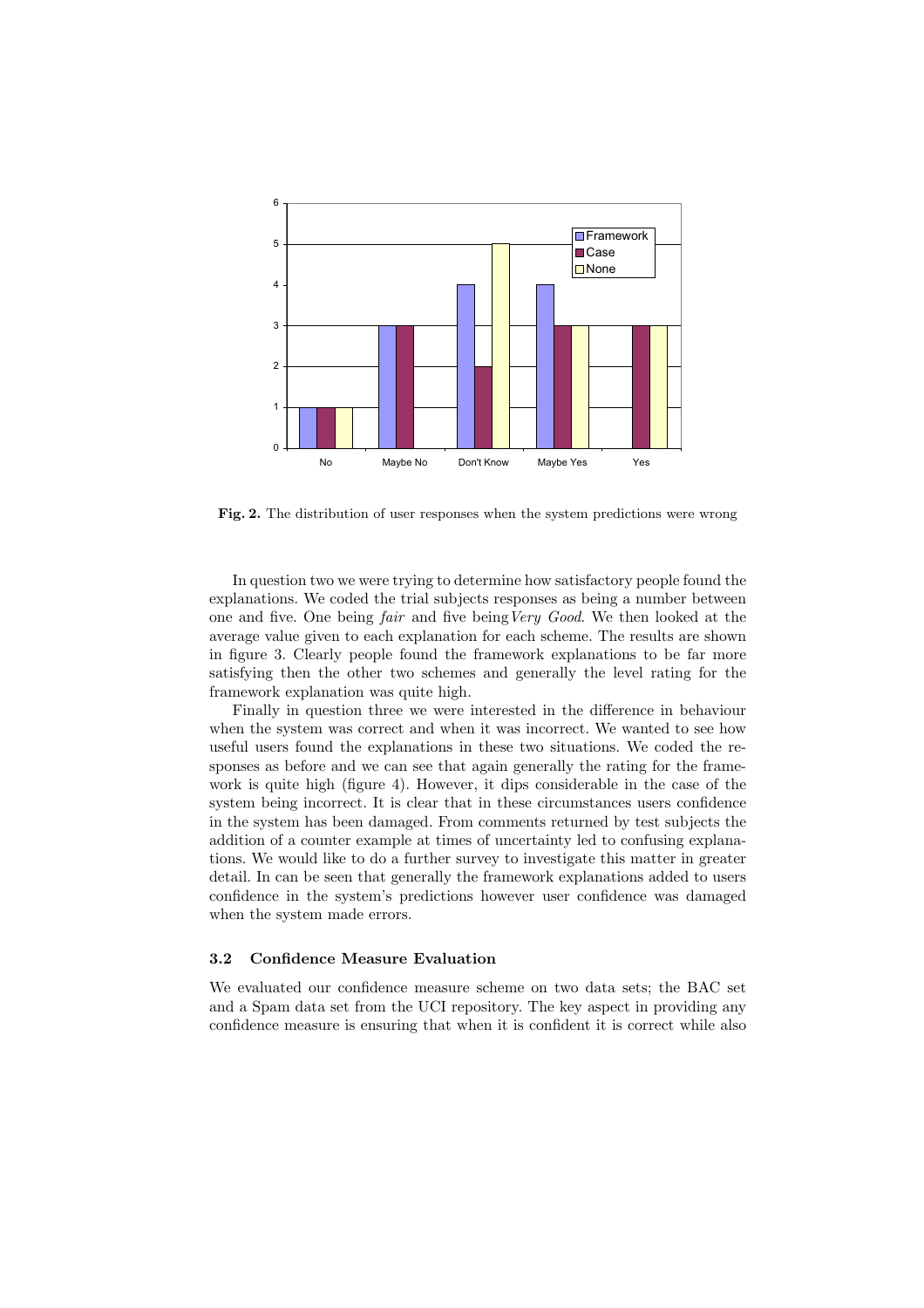Fig. 2. The distribution of user responses when the system predictions were wrong

In question two we were trying to determine how satisfactory people found the explanations. We coded the trial subjects responses as being a number between one and five. One being *fair* and five being *Very Good*. We then looked at the average value given to each explanation for each scheme. The results are shown in figure 3. Clearly people found the framework explanations to be far more satisfying then the other two schemes and generally the level rating for the framework explanation was quite high.

Finally in question three we were interested in the difference in behaviour when the system was correct and when it was incorrect. We wanted to see how useful users found the explanations in these two situations. We coded the responses as before and we can see that again generally the rating for the framework is quite high (figure 4). However, it dips considerable in the case of the system being incorrect. It is clear that in these circumstances users confidence in the system has been damaged. From comments returned by test subjects the addition of a counter example at times of uncertainty led to confusing explanations. We would like to do a further survey to investigate this matter in greater detail. In can be seen that generally the framework explanations added to users confidence in the system's predictions however user confidence was damaged when the system made errors.

### 3.2 Confidence Measure Evaluation

We evaluated our confidence measure scheme on two data sets; the BAC set and a Spam data set from the UCI repository. The key aspect in providing any confidence measure is ensuring that when it is confident it is correct while also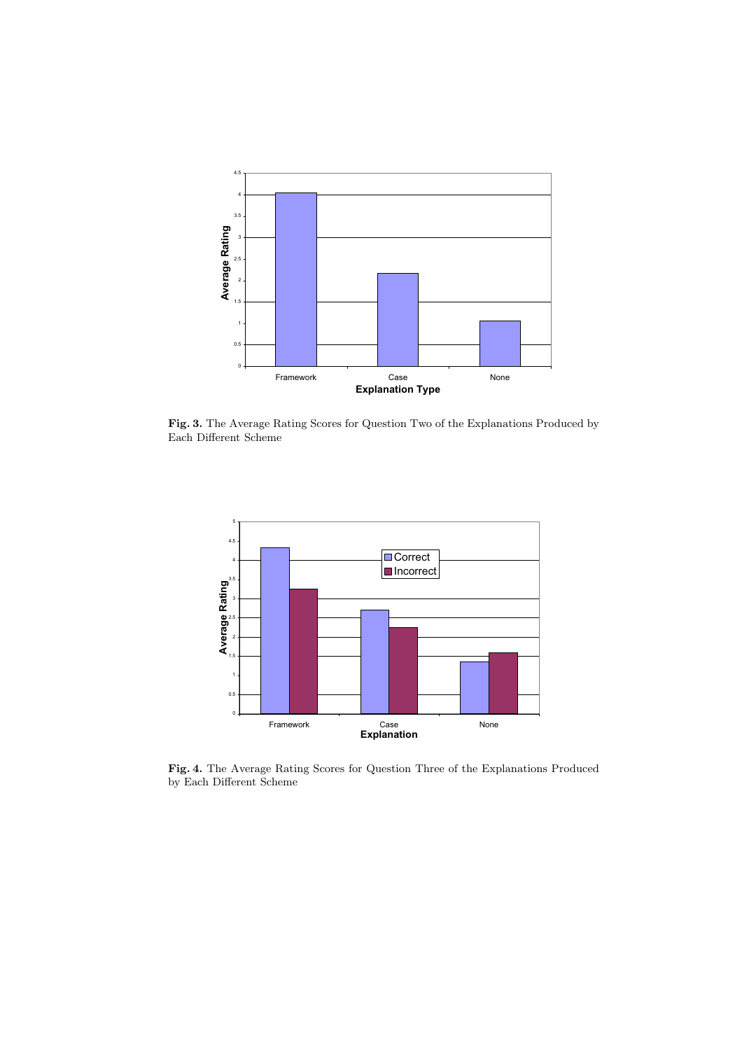**Fig. 3.** The Average Rating Scores for Question Two of the Explanations Produced by Each Different Scheme

**Fig. 4.** The Average Rating Scores for Question Three of the Explanations Produced by Each Different Scheme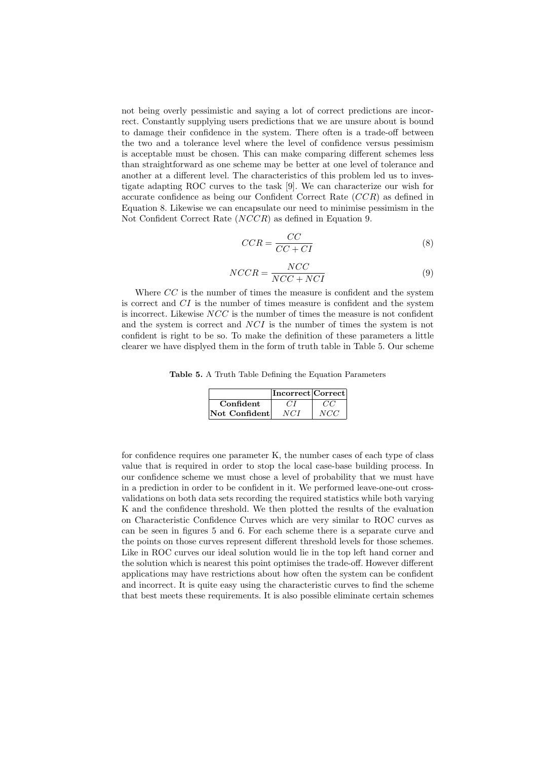not being overly pessimistic and saying a lot of correct predictions are incorrect. Constantly supplying users predictions that we are unsure about is bound to damage their confidence in the system. There often is a trade-off between the two and a tolerance level where the level of confidence versus pessimism is acceptable must be chosen. This can make comparing different schemes less than straightforward as one scheme may be better at one level of tolerance and another at a different level. The characteristics of this problem led us to investigate adapting ROC curves to the task [9]. We can characterize our wish for accurate confidence as being our Confident Correct Rate ($CCR$) as defined in Equation 8. Likewise we can encapsulate our need to minimise pessimism in the Not Confident Correct Rate ($NCCR$) as defined in Equation 9.

$$CCR = \frac{CC}{CC + CI} \tag{8}$$

$$NCCR = \frac{NCC}{NCC + NCI} \tag{9}$$

Where $CC$ is the number of times the measure is confident and the system is correct and $CI$ is the number of times measure is confident and the system is incorrect. Likewise $NCC$ is the number of times the measure is not confident and the system is correct and $NCI$ is the number of times the system is not confident is right to be so. To make the definition of these parameters a little clearer we have displyed them in the form of truth table in Table 5. Our scheme

**Table 5.** A Truth Table Defining the Equation Parameters

| | **Incorrect** | **Correct** |
|---|---|---|
| **Confident** | $CI$ | $CC$ |
| **Not Confident** | $NCI$ | $NCC$ |

for confidence requires one parameter K, the number cases of each type of class value that is required in order to stop the local case-base building process. In our confidence scheme we must chose a level of probability that we must have in a prediction in order to be confident in it. We performed leave-one-out cross-validations on both data sets recording the required statistics while both varying K and the confidence threshold. We then plotted the results of the evaluation on Characteristic Confidence Curves which are very similar to ROC curves as can be seen in figures 5 and 6. For each scheme there is a separate curve and the points on those curves represent different threshold levels for those schemes. Like in ROC curves our ideal solution would lie in the top left hand corner and the solution which is nearest this point optimises the trade-off. However different applications may have restrictions about how often the system can be confident and incorrect. It is quite easy using the characteristic curves to find the scheme that best meets these requirements. It is also possible eliminate certain schemes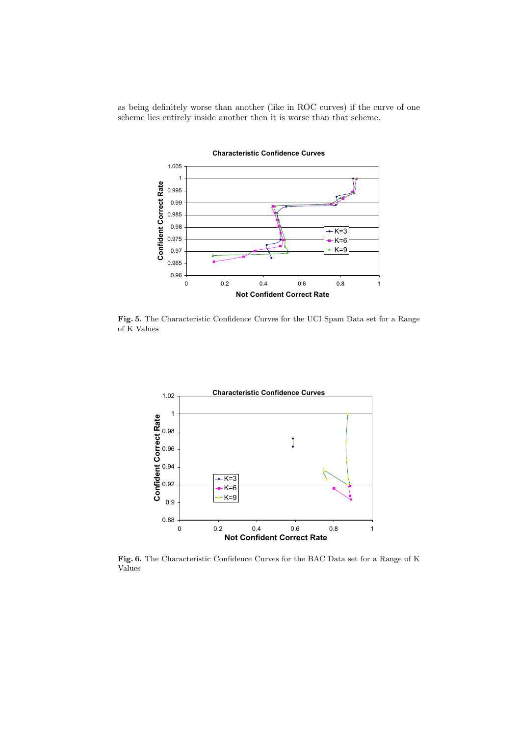as being definitely worse than another (like in ROC curves) if the curve of one scheme lies entirely inside another then it is worse than that scheme.

**Fig. 5.** The Characteristic Confidence Curves for the UCI Spam Data set for a Range of K Values

**Fig. 6.** The Characteristic Confidence Curves for the BAC Data set for a Range of K Values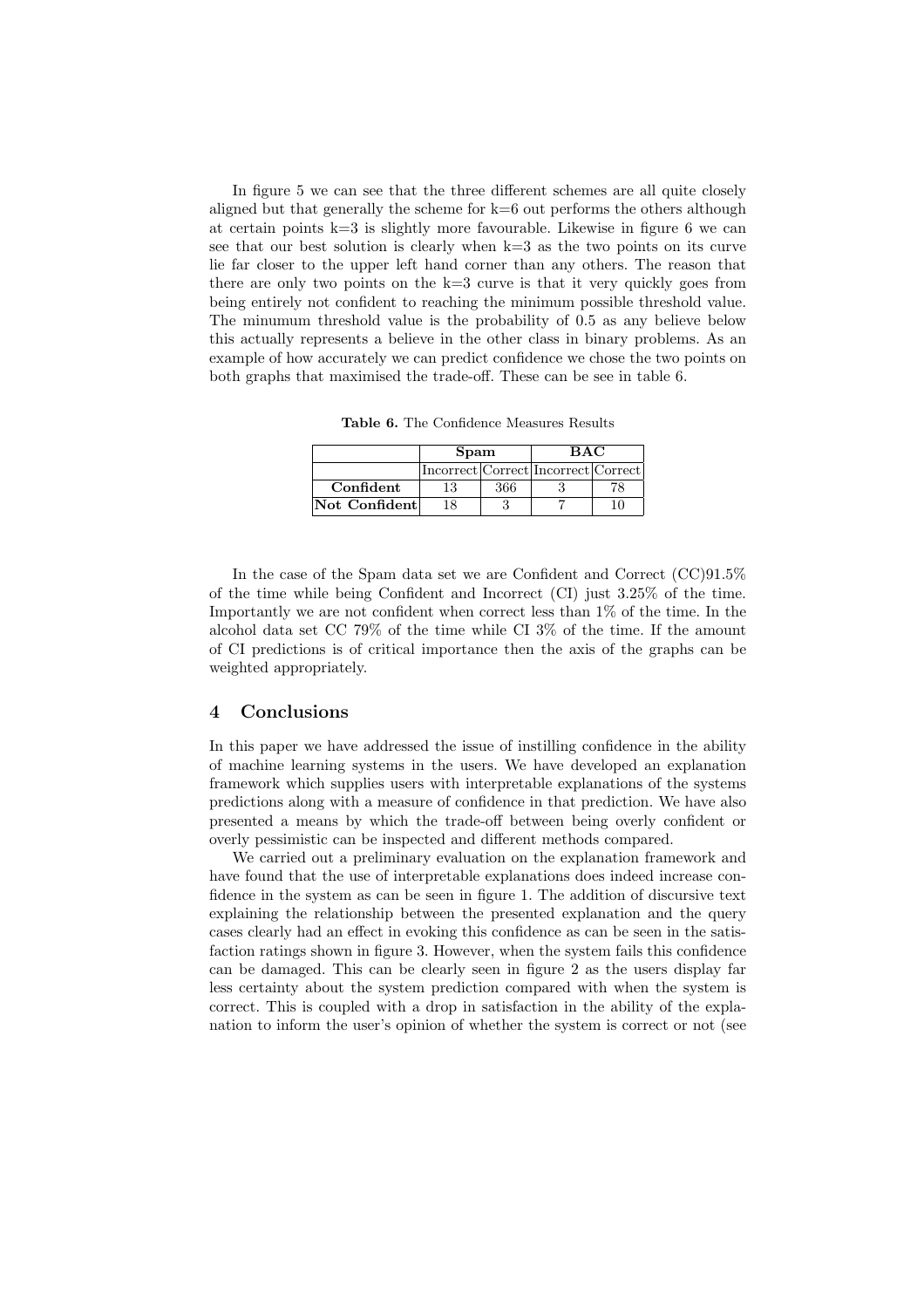In figure 5 we can see that the three different schemes are all quite closely aligned but that generally the scheme for k=6 out performs the others although at certain points k=3 is slightly more favourable. Likewise in figure 6 we can see that our best solution is clearly when k=3 as the two points on its curve lie far closer to the upper left hand corner than any others. The reason that there are only two points on the k=3 curve is that it very quickly goes from being entirely not confident to reaching the minimum possible threshold value. The minumum threshold value is the probability of 0.5 as any believe below this actually represents a believe in the other class in binary problems. As an example of how accurately we can predict confidence we chose the two points on both graphs that maximised the trade-off. These can be see in table 6.

**Table 6.** The Confidence Measures Results

| | **Spam** | | **BAC** | |
|---|---|---|---|---|
| | Incorrect | Correct | Incorrect | Correct |
| **Confident** | 13 | 366 | 3 | 78 |
| **Not Confident** | 18 | 3 | 7 | 10 |

In the case of the Spam data set we are Confident and Correct (CC)91.5% of the time while being Confident and Incorrect (CI) just 3.25% of the time. Importantly we are not confident when correct less than 1% of the time. In the alcohol data set CC 79% of the time while CI 3% of the time. If the amount of CI predictions is of critical importance then the axis of the graphs can be weighted appropriately.

## 4 Conclusions

In this paper we have addressed the issue of instilling confidence in the ability of machine learning systems in the users. We have developed an explanation framework which supplies users with interpretable explanations of the systems predictions along with a measure of confidence in that prediction. We have also presented a means by which the trade-off between being overly confident or overly pessimistic can be inspected and different methods compared.

We carried out a preliminary evaluation on the explanation framework and have found that the use of interpretable explanations does indeed increase confidence in the system as can be seen in figure 1. The addition of discursive text explaining the relationship between the presented explanation and the query cases clearly had an effect in evoking this confidence as can be seen in the satisfaction ratings shown in figure 3. However, when the system fails this confidence can be damaged. This can be clearly seen in figure 2 as the users display far less certainty about the system prediction compared with when the system is correct. This is coupled with a drop in satisfaction in the ability of the explanation to inform the user's opinion of whether the system is correct or not (see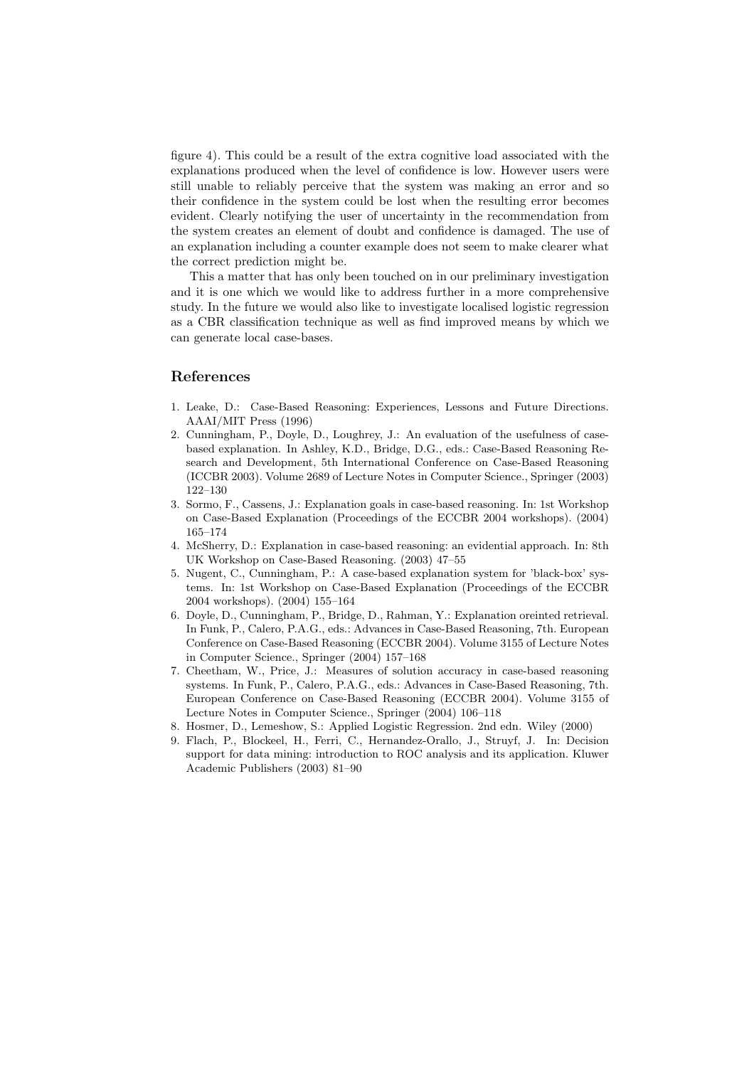figure 4). This could be a result of the extra cognitive load associated with the explanations produced when the level of confidence is low. However users were still unable to reliably perceive that the system was making an error and so their confidence in the system could be lost when the resulting error becomes evident. Clearly notifying the user of uncertainty in the recommendation from the system creates an element of doubt and confidence is damaged. The use of an explanation including a counter example does not seem to make clearer what the correct prediction might be.

This a matter that has only been touched on in our preliminary investigation and it is one which we would like to address further in a more comprehensive study. In the future we would also like to investigate localised logistic regression as a CBR classification technique as well as find improved means by which we can generate local case-bases.

## References

1. Leake, D.: Case-Based Reasoning: Experiences, Lessons and Future Directions. AAAI/MIT Press (1996)
2. Cunningham, P., Doyle, D., Loughrey, J.: An evaluation of the usefulness of case-based explanation. In Ashley, K.D., Bridge, D.G., eds.: Case-Based Reasoning Research and Development, 5th International Conference on Case-Based Reasoning (ICCBR 2003). Volume 2689 of Lecture Notes in Computer Science., Springer (2003) 122–130
3. Sormo, F., Cassens, J.: Explanation goals in case-based reasoning. In: 1st Workshop on Case-Based Explanation (Proceedings of the ECCBR 2004 workshops). (2004) 165–174
4. McSherry, D.: Explanation in case-based reasoning: an evidential approach. In: 8th UK Workshop on Case-Based Reasoning. (2003) 47–55
5. Nugent, C., Cunningham, P.: A case-based explanation system for 'black-box' systems. In: 1st Workshop on Case-Based Explanation (Proceedings of the ECCBR 2004 workshops). (2004) 155–164
6. Doyle, D., Cunningham, P., Bridge, D., Rahman, Y.: Explanation oreinted retrieval. In Funk, P., Calero, P.A.G., eds.: Advances in Case-Based Reasoning, 7th. European Conference on Case-Based Reasoning (ECCBR 2004). Volume 3155 of Lecture Notes in Computer Science., Springer (2004) 157–168
7. Cheetham, W., Price, J.: Measures of solution accuracy in case-based reasoning systems. In Funk, P., Calero, P.A.G., eds.: Advances in Case-Based Reasoning, 7th. European Conference on Case-Based Reasoning (ECCBR 2004). Volume 3155 of Lecture Notes in Computer Science., Springer (2004) 106–118
8. Hosmer, D., Lemeshow, S.: Applied Logistic Regression. 2nd edn. Wiley (2000)
9. Flach, P., Blockeel, H., Ferri, C., Hernandez-Orallo, J., Struyf, J. In: Decision support for data mining: introduction to ROC analysis and its application. Kluwer Academic Publishers (2003) 81–90